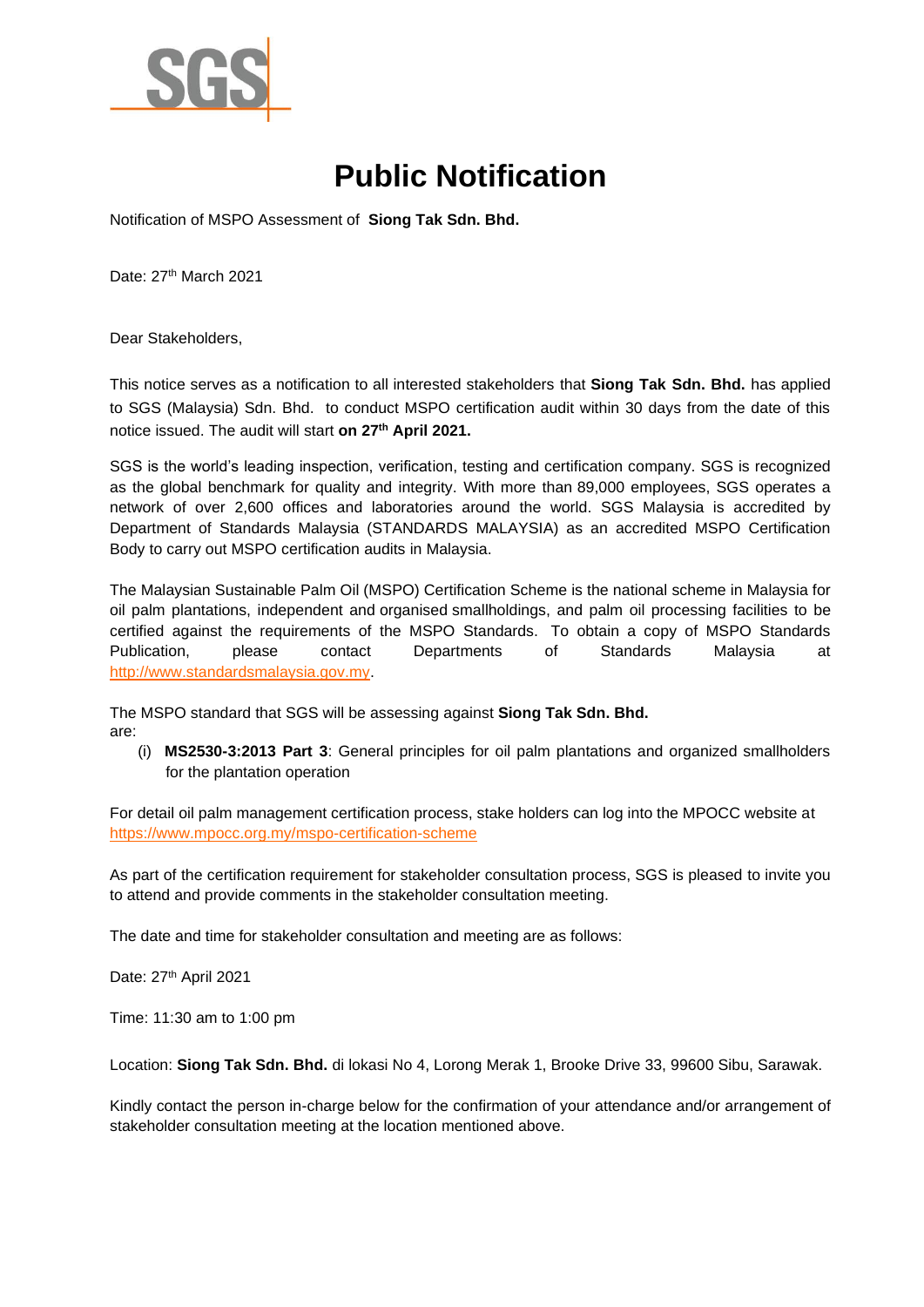SGS

# Public Notification

Notification of MSPO Assessment of **Siong Tak Sdn. Bhd.**

Date: 27th March 2021

Dear Stakeholders,

This notice serves as a notification to all interested stakeholders that **Siong Tak Sdn. Bhd.** has applied to SGS (Malaysia) Sdn. Bhd. to conduct MSPO certification audit within 30 days from the date of this notice issued. The audit will start **on 27th April 2021.**

SGS is the world's leading inspection, verification, testing and certification company. SGS is recognized as the global benchmark for quality and integrity. With more than 89,000 employees, SGS operates a network of over 2,600 offices and laboratories around the world. SGS Malaysia is accredited by Department of Standards Malaysia (STANDARDS MALAYSIA) as an accredited MSPO Certification Body to carry out MSPO certification audits in Malaysia.

The Malaysian Sustainable Palm Oil (MSPO) Certification Scheme is the national scheme in Malaysia for oil palm plantations, independent and organised smallholdings, and palm oil processing facilities to be certified against the requirements of the MSPO Standards. To obtain a copy of MSPO Standards Publication, please contact Departments of Standards Malaysia at http://www.standardsmalaysia.gov.my.

The MSPO standard that SGS will be assessing against **Siong Tak Sdn. Bhd.** are:

(i) **MS2530-3:2013 Part 3**: General principles for oil palm plantations and organized smallholders for the plantation operation

For detail oil palm management certification process, stake holders can log into the MPOCC website at https://www.mpocc.org.my/mspo-certification-scheme

As part of the certification requirement for stakeholder consultation process, SGS is pleased to invite you to attend and provide comments in the stakeholder consultation meeting.

The date and time for stakeholder consultation and meeting are as follows:

Date: 27th April 2021

Time: 11:30 am to 1:00 pm

Location: **Siong Tak Sdn. Bhd.** di lokasi No 4, Lorong Merak 1, Brooke Drive 33, 99600 Sibu, Sarawak.

Kindly contact the person in-charge below for the confirmation of your attendance and/or arrangement of stakeholder consultation meeting at the location mentioned above.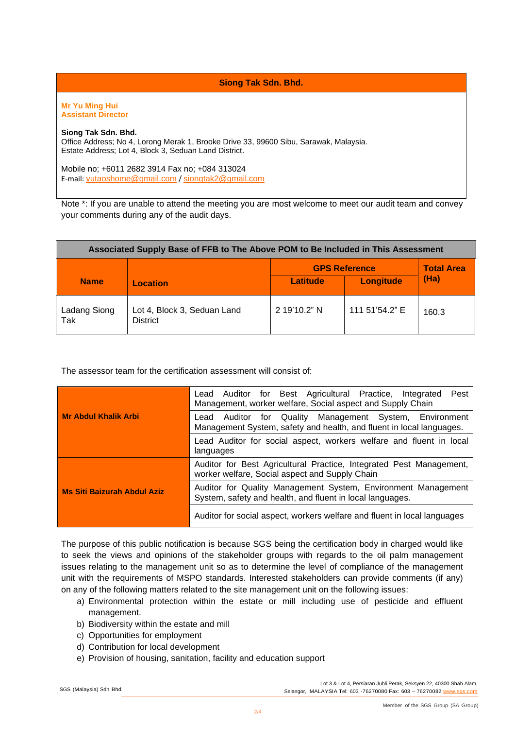## Siong Tak Sdn. Bhd.

**Mr Yu Ming Hui**
**Assistant Director**

**Siong Tak Sdn. Bhd.**
Office Address; No 4, Lorong Merak 1, Brooke Drive 33, 99600 Sibu, Sarawak, Malaysia.
Estate Address; Lot 4, Block 3, Seduan Land District.

Mobile no; +6011 2682 3914 Fax no; +084 313024
E-mail: yutaoshome@gmail.com / siongtak2@gmail.com

Note *: If you are unable to attend the meeting you are most welcome to meet our audit team and convey your comments during any of the audit days.

| Associated Supply Base of FFB to The Above POM to Be Included in This Assessment | | | | |
|---|---|---|---|---|
| **Name** | **Location** | **GPS Reference** | | **Total Area (Ha)** |
| | | **Latitude** | **Longitude** | |
| Ladang Siong Tak | Lot 4, Block 3, Seduan Land District | 2 19'10.2" N | 111 51'54.2" E | 160.3 |

The assessor team for the certification assessment will consist of:

| | |
|---|---|
| **Mr Abdul Khalik Arbi** | Lead Auditor for Best Agricultural Practice, Integrated Pest Management, worker welfare, Social aspect and Supply Chain |
| | Lead Auditor for Quality Management System, Environment Management System, safety and health, and fluent in local languages. |
| | Lead Auditor for social aspect, workers welfare and fluent in local languages |
| **Ms Siti Baizurah Abdul Aziz** | Auditor for Best Agricultural Practice, Integrated Pest Management, worker welfare, Social aspect and Supply Chain |
| | Auditor for Quality Management System, Environment Management System, safety and health, and fluent in local languages. |
| | Auditor for social aspect, workers welfare and fluent in local languages |

The purpose of this public notification is because SGS being the certification body in charged would like to seek the views and opinions of the stakeholder groups with regards to the oil palm management issues relating to the management unit so as to determine the level of compliance of the management unit with the requirements of MSPO standards. Interested stakeholders can provide comments (if any) on any of the following matters related to the site management unit on the following issues:

a) Environmental protection within the estate or mill including use of pesticide and effluent management.
b) Biodiversity within the estate and mill
c) Opportunities for employment
d) Contribution for local development
e) Provision of housing, sanitation, facility and education support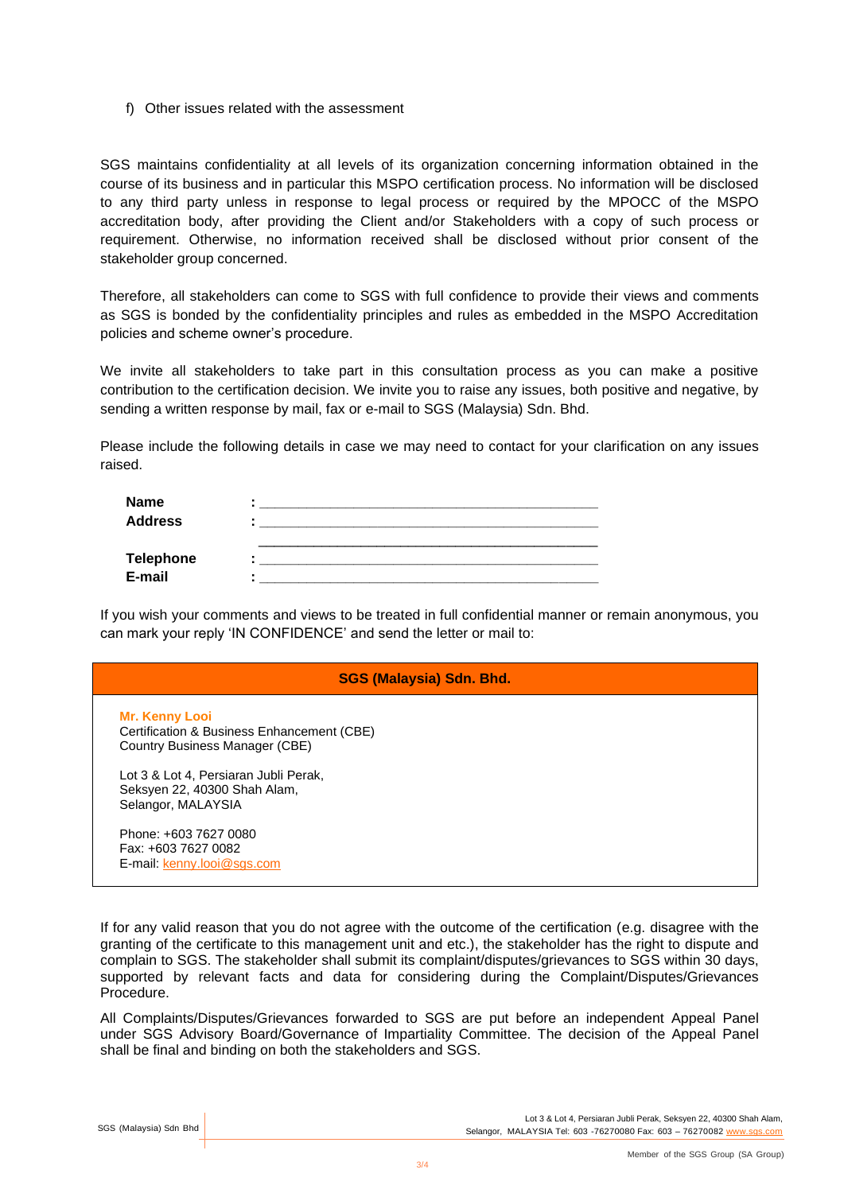f) Other issues related with the assessment

SGS maintains confidentiality at all levels of its organization concerning information obtained in the course of its business and in particular this MSPO certification process. No information will be disclosed to any third party unless in response to legal process or required by the MPOCC of the MSPO accreditation body, after providing the Client and/or Stakeholders with a copy of such process or requirement. Otherwise, no information received shall be disclosed without prior consent of the stakeholder group concerned.

Therefore, all stakeholders can come to SGS with full confidence to provide their views and comments as SGS is bonded by the confidentiality principles and rules as embedded in the MSPO Accreditation policies and scheme owner's procedure.

We invite all stakeholders to take part in this consultation process as you can make a positive contribution to the certification decision. We invite you to raise any issues, both positive and negative, by sending a written response by mail, fax or e-mail to SGS (Malaysia) Sdn. Bhd.

Please include the following details in case we may need to contact for your clarification on any issues raised.

**Name** : ____________________________________________

**Address** : ____________________________________________

____________________________________________

**Telephone** : ____________________________________________

**E-mail** : ____________________________________________

If you wish your comments and views to be treated in full confidential manner or remain anonymous, you can mark your reply 'IN CONFIDENCE' and send the letter or mail to:

**SGS (Malaysia) Sdn. Bhd.**

**Mr. Kenny Looi**
Certification & Business Enhancement (CBE)
Country Business Manager (CBE)

Lot 3 & Lot 4, Persiaran Jubli Perak,
Seksyen 22, 40300 Shah Alam,
Selangor, MALAYSIA

Phone: +603 7627 0080
Fax: +603 7627 0082
E-mail: kenny.looi@sgs.com

If for any valid reason that you do not agree with the outcome of the certification (e.g. disagree with the granting of the certificate to this management unit and etc.), the stakeholder has the right to dispute and complain to SGS. The stakeholder shall submit its complaint/disputes/grievances to SGS within 30 days, supported by relevant facts and data for considering during the Complaint/Disputes/Grievances Procedure.

All Complaints/Disputes/Grievances forwarded to SGS are put before an independent Appeal Panel under SGS Advisory Board/Governance of Impartiality Committee. The decision of the Appeal Panel shall be final and binding on both the stakeholders and SGS.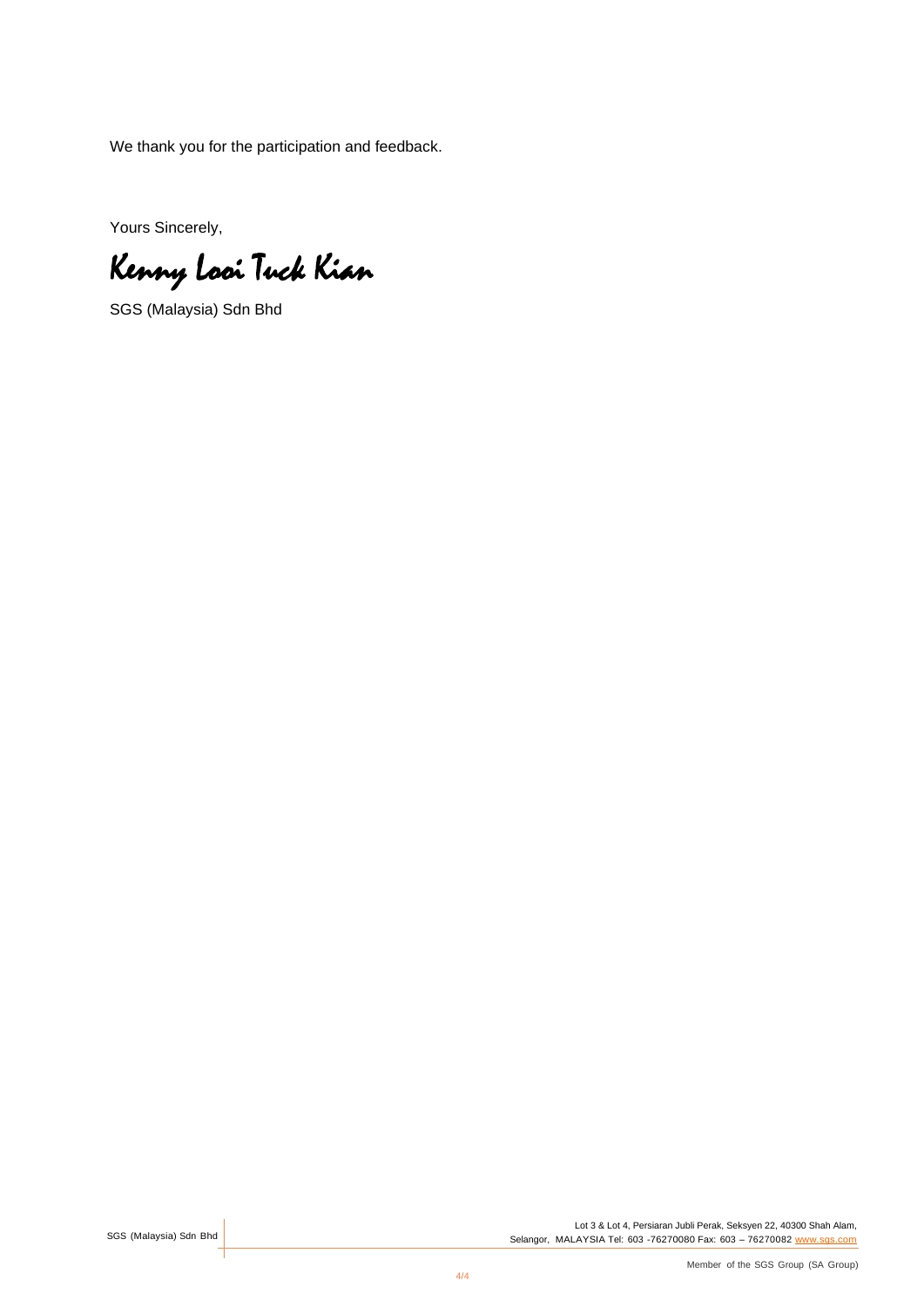We thank you for the participation and feedback.

Yours Sincerely,

*Kenny Looi Tuck Kian*

SGS (Malaysia) Sdn Bhd